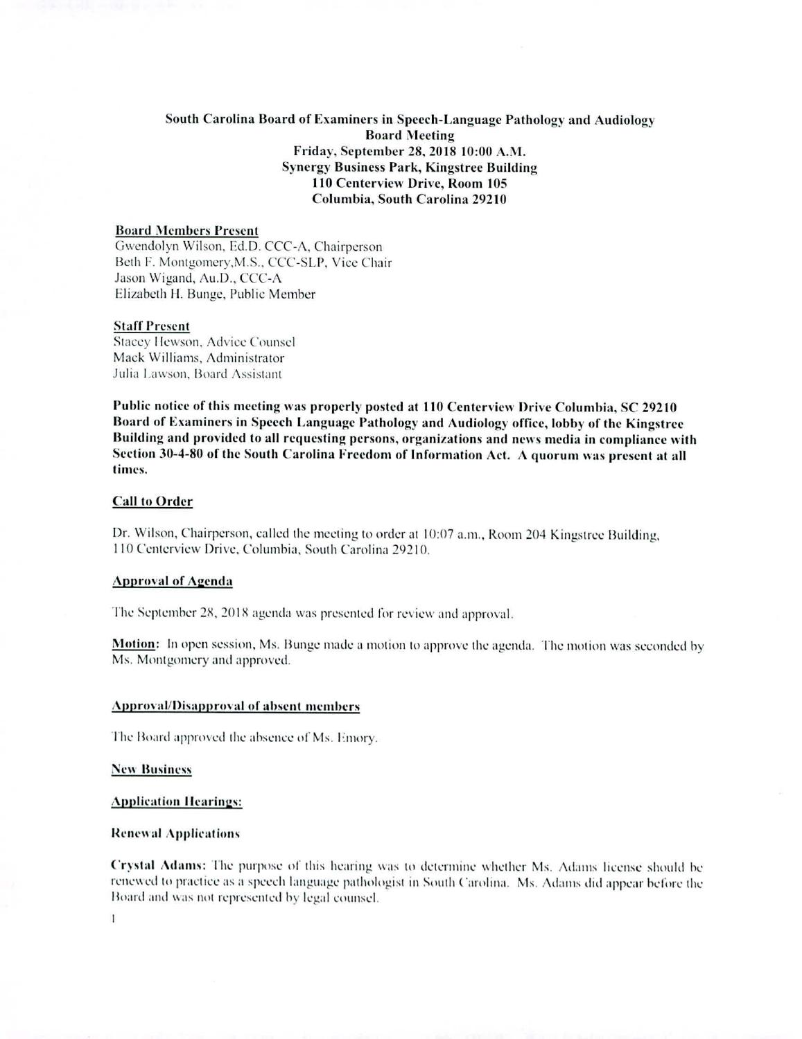**South Carolina Board of Examiners in Speech-Language Pathology and Audiology**
**Board Meeting**
**Friday, September 28, 2018 10:00 A.M.**
**Synergy Business Park, Kingstree Building**
**110 Centerview Drive, Room 105**
**Columbia, South Carolina 29210**

**Board Members Present**

Gwendolyn Wilson, Ed.D. CCC-A, Chairperson
Beth F. Montgomery,M.S., CCC-SLP, Vice Chair
Jason Wigand, Au.D., CCC-A
Elizabeth H. Bunge, Public Member

**Staff Present**

Stacey Hewson, Advice Counsel
Mack Williams, Administrator
Julia Lawson, Board Assistant

**Public notice of this meeting was properly posted at 110 Centerview Drive Columbia, SC 29210 Board of Examiners in Speech Language Pathology and Audiology office, lobby of the Kingstree Building and provided to all requesting persons, organizations and news media in compliance with Section 30-4-80 of the South Carolina Freedom of Information Act. A quorum was present at all times.**

**Call to Order**

Dr. Wilson, Chairperson, called the meeting to order at 10:07 a.m., Room 204 Kingstree Building, 110 Centerview Drive, Columbia, South Carolina 29210.

**Approval of Agenda**

The September 28, 2018 agenda was presented for review and approval.

**Motion:** In open session, Ms. Bunge made a motion to approve the agenda. The motion was seconded by Ms. Montgomery and approved.

**Approval/Disapproval of absent members**

The Board approved the absence of Ms. Emory.

**New Business**

**Application Hearings:**

**Renewal Applications**

**Crystal Adams:** The purpose of this hearing was to determine whether Ms. Adams license should be renewed to practice as a speech language pathologist in South Carolina. Ms. Adams did appear before the Board and was not represented by legal counsel.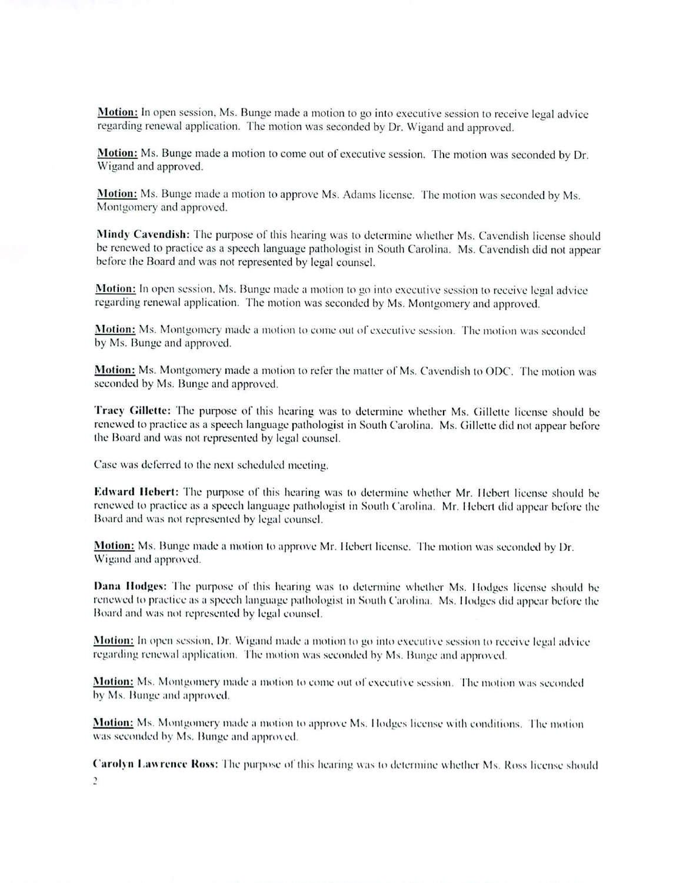**Motion:** In open session, Ms. Bunge made a motion to go into executive session to receive legal advice regarding renewal application. The motion was seconded by Dr. Wigand and approved.

**Motion:** Ms. Bunge made a motion to come out of executive session. The motion was seconded by Dr. Wigand and approved.

**Motion:** Ms. Bunge made a motion to approve Ms. Adams license. The motion was seconded by Ms. Montgomery and approved.

**Mindy Cavendish:** The purpose of this hearing was to determine whether Ms. Cavendish license should be renewed to practice as a speech language pathologist in South Carolina. Ms. Cavendish did not appear before the Board and was not represented by legal counsel.

**Motion:** In open session, Ms. Bunge made a motion to go into executive session to receive legal advice regarding renewal application. The motion was seconded by Ms. Montgomery and approved.

**Motion:** Ms. Montgomery made a motion to come out of executive session. The motion was seconded by Ms. Bunge and approved.

**Motion:** Ms. Montgomery made a motion to refer the matter of Ms. Cavendish to ODC. The motion was seconded by Ms. Bunge and approved.

**Tracy Gillette:** The purpose of this hearing was to determine whether Ms. Gillette license should be renewed to practice as a speech language pathologist in South Carolina. Ms. Gillette did not appear before the Board and was not represented by legal counsel.

Case was deferred to the next scheduled meeting.

**Edward Hebert:** The purpose of this hearing was to determine whether Mr. Hebert license should be renewed to practice as a speech language pathologist in South Carolina. Mr. Hebert did appear before the Board and was not represented by legal counsel.

**Motion:** Ms. Bunge made a motion to approve Mr. Hebert license. The motion was seconded by Dr. Wigand and approved.

**Dana Hodges:** The purpose of this hearing was to determine whether Ms. Hodges license should be renewed to practice as a speech language pathologist in South Carolina. Ms. Hodges did appear before the Board and was not represented by legal counsel.

**Motion:** In open session, Dr. Wigand made a motion to go into executive session to receive legal advice regarding renewal application. The motion was seconded by Ms. Bunge and approved.

**Motion:** Ms. Montgomery made a motion to come out of executive session. The motion was seconded by Ms. Bunge and approved.

**Motion:** Ms. Montgomery made a motion to approve Ms. Hodges license with conditions. The motion was seconded by Ms. Bunge and approved.

**Carolyn Lawrence Ross:** The purpose of this hearing was to determine whether Ms. Ross license should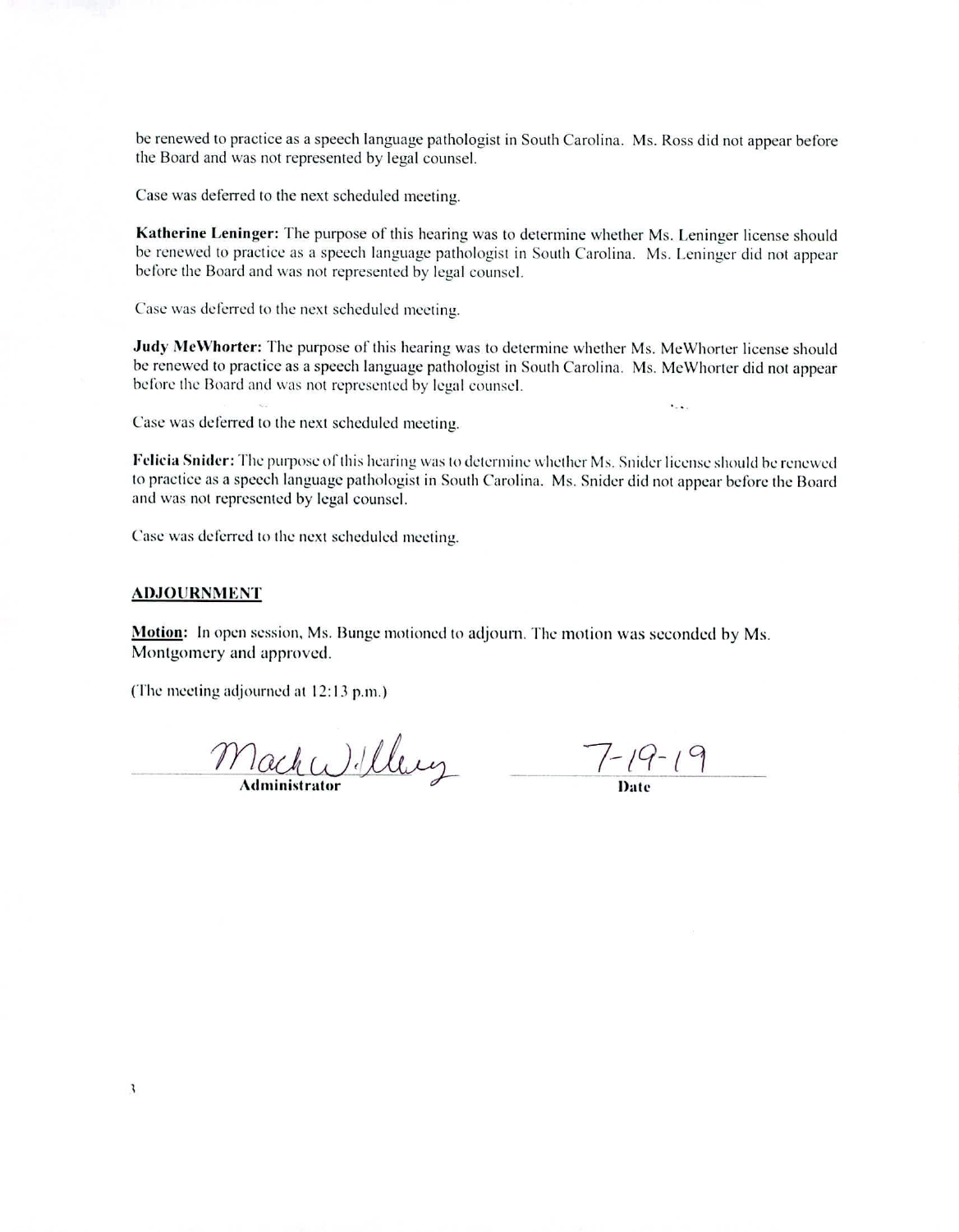be renewed to practice as a speech language pathologist in South Carolina. Ms. Ross did not appear before the Board and was not represented by legal counsel.

Case was deferred to the next scheduled meeting.

**Katherine Leninger:** The purpose of this hearing was to determine whether Ms. Leninger license should be renewed to practice as a speech language pathologist in South Carolina. Ms. Leninger did not appear before the Board and was not represented by legal counsel.

Case was deferred to the next scheduled meeting.

**Judy McWhorter:** The purpose of this hearing was to determine whether Ms. McWhorter license should be renewed to practice as a speech language pathologist in South Carolina. Ms. McWhorter did not appear before the Board and was not represented by legal counsel.

Case was deferred to the next scheduled meeting.

**Felicia Snider:** The purpose of this hearing was to determine whether Ms. Snider license should be renewed to practice as a speech language pathologist in South Carolina. Ms. Snider did not appear before the Board and was not represented by legal counsel.

Case was deferred to the next scheduled meeting.

**ADJOURNMENT**

**Motion:** In open session, Ms. Bunge motioned to adjourn. The motion was seconded by Ms. Montgomery and approved.

(The meeting adjourned at 12:13 p.m.)

Mack Wiley
**Administrator**

7-19-19
**Date**